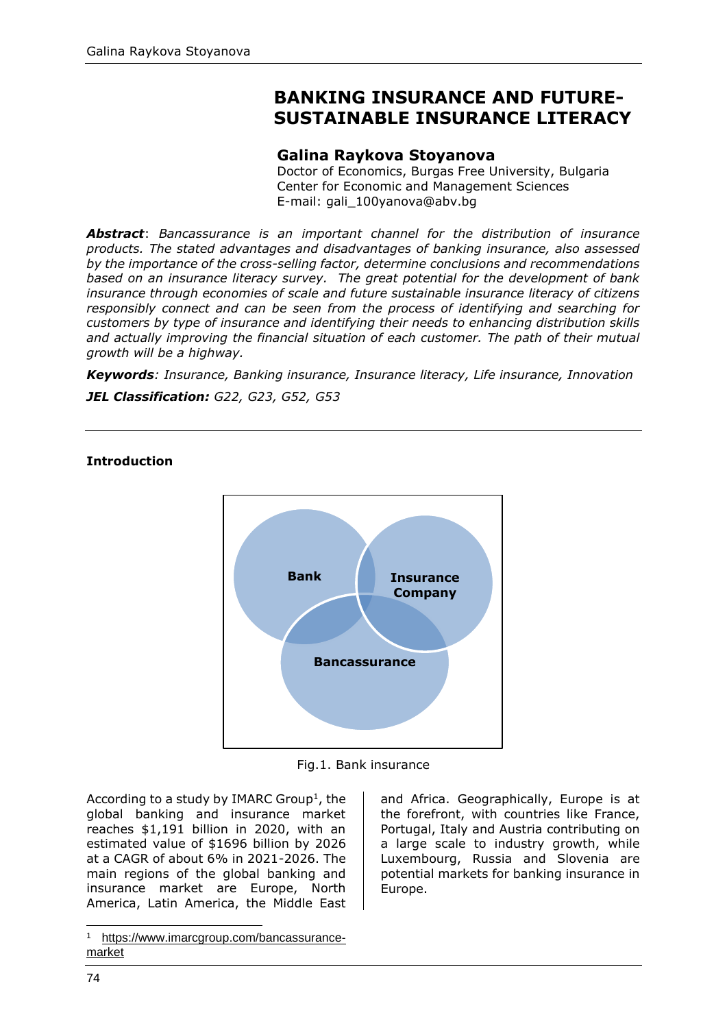# BANKING INSURANCE AND FUTURE-SUSTAINABLE INSURANCE LITERACY

**Galina Raykova Stoyanova**
Doctor of Economics, Burgas Free University, Bulgaria
Center for Economic and Management Sciences
E-mail: gali_100yanova@abv.bg

***Abstract***: *Bancassurance is an important channel for the distribution of insurance products. The stated advantages and disadvantages of banking insurance, also assessed by the importance of the cross-selling factor, determine conclusions and recommendations based on an insurance literacy survey. The great potential for the development of bank insurance through economies of scale and future sustainable insurance literacy of citizens responsibly connect and can be seen from the process of identifying and searching for customers by type of insurance and identifying their needs to enhancing distribution skills and actually improving the financial situation of each customer. The path of their mutual growth will be a highway.*

***Keywords****: Insurance, Banking insurance, Insurance literacy, Life insurance, Innovation*

***JEL Classification:*** *G22, G23, G52, G53*

## Introduction

Bank

Insurance Company

Bancassurance

Fig.1. Bank insurance

According to a study by IMARC Group[1], the global banking and insurance market reaches $1,191 billion in 2020, with an estimated value of $1696 billion by 2026 at a CAGR of about 6% in 2021-2026. The main regions of the global banking and insurance market are Europe, North America, Latin America, the Middle East and Africa. Geographically, Europe is at the forefront, with countries like France, Portugal, Italy and Austria contributing on a large scale to industry growth, while Luxembourg, Russia and Slovenia are potential markets for banking insurance in Europe.

[1] https://www.imarcgroup.com/bancassurance-market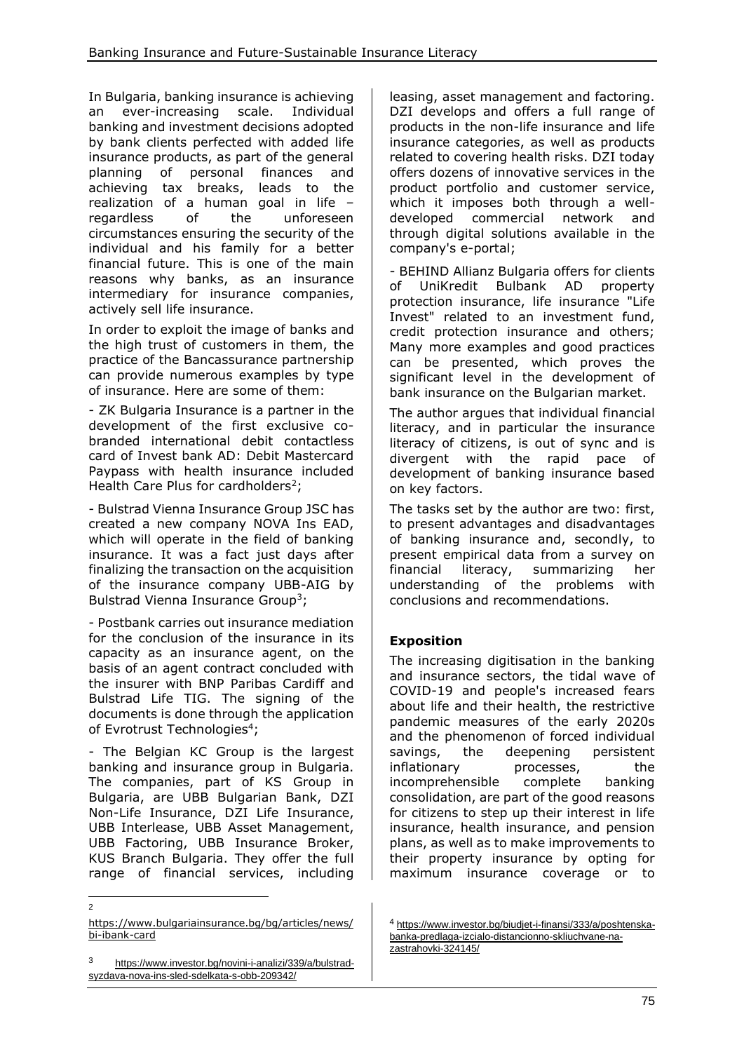In Bulgaria, banking insurance is achieving an ever-increasing scale. Individual banking and investment decisions adopted by bank clients perfected with added life insurance products, as part of the general planning of personal finances and achieving tax breaks, leads to the realization of a human goal in life – regardless of the unforeseen circumstances ensuring the security of the individual and his family for a better financial future. This is one of the main reasons why banks, as an insurance intermediary for insurance companies, actively sell life insurance.

In order to exploit the image of banks and the high trust of customers in them, the practice of the Bancassurance partnership can provide numerous examples by type of insurance. Here are some of them:

- ZK Bulgaria Insurance is a partner in the development of the first exclusive co-branded international debit contactless card of Invest bank AD: Debit Mastercard Paypass with health insurance included Health Care Plus for cardholders[2];

- Bulstrad Vienna Insurance Group JSC has created a new company NOVA Ins EAD, which will operate in the field of banking insurance. It was a fact just days after finalizing the transaction on the acquisition of the insurance company UBB-AIG by Bulstrad Vienna Insurance Group[3];

- Postbank carries out insurance mediation for the conclusion of the insurance in its capacity as an insurance agent, on the basis of an agent contract concluded with the insurer with BNP Paribas Cardiff and Bulstrad Life TIG. The signing of the documents is done through the application of Evrotrust Technologies[4];

- The Belgian KC Group is the largest banking and insurance group in Bulgaria. The companies, part of KS Group in Bulgaria, are UBB Bulgarian Bank, DZI Non-Life Insurance, DZI Life Insurance, UBB Interlease, UBB Asset Management, UBB Factoring, UBB Insurance Broker, KUS Branch Bulgaria. They offer the full range of financial services, including leasing, asset management and factoring. DZI develops and offers a full range of products in the non-life insurance and life insurance categories, as well as products related to covering health risks. DZI today offers dozens of innovative services in the product portfolio and customer service, which it imposes both through a well-developed commercial network and through digital solutions available in the company's e-portal;

- BEHIND Allianz Bulgaria offers for clients of UniKredit Bulbank AD property protection insurance, life insurance "Life Invest" related to an investment fund, credit protection insurance and others; Many more examples and good practices can be presented, which proves the significant level in the development of bank insurance on the Bulgarian market.

The author argues that individual financial literacy, and in particular the insurance literacy of citizens, is out of sync and is divergent with the rapid pace of development of banking insurance based on key factors.

The tasks set by the author are two: first, to present advantages and disadvantages of banking insurance and, secondly, to present empirical data from a survey on financial literacy, summarizing her understanding of the problems with conclusions and recommendations.

## Exposition

The increasing digitisation in the banking and insurance sectors, the tidal wave of COVID-19 and people's increased fears about life and their health, the restrictive pandemic measures of the early 2020s and the phenomenon of forced individual savings, the deepening persistent inflationary processes, the incomprehensible complete banking consolidation, are part of the good reasons for citizens to step up their interest in life insurance, health insurance, and pension plans, as well as to make improvements to their property insurance by opting for maximum insurance coverage or to

---

[2] https://www.bulgariainsurance.bg/bg/articles/news/bi-ibank-card

[3] https://www.investor.bg/novini-i-analizi/339/a/bulstrad-syzdava-nova-ins-sled-sdelkata-s-obb-209342/

[4] https://www.investor.bg/biudjet-i-finansi/333/a/poshtenska-banka-predlaga-izcialo-distancionno-skliuchvane-na-zastrahovki-324145/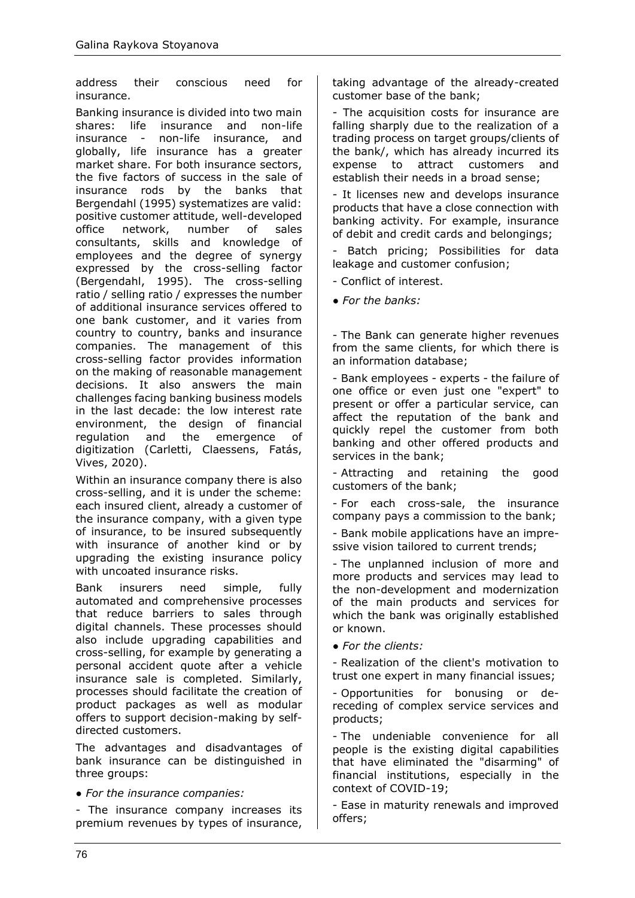address their conscious need for insurance.

Banking insurance is divided into two main shares: life insurance and non-life insurance - non-life insurance, and globally, life insurance has a greater market share. For both insurance sectors, the five factors of success in the sale of insurance rods by the banks that Bergendahl (1995) systematizes are valid: positive customer attitude, well-developed office network, number of sales consultants, skills and knowledge of employees and the degree of synergy expressed by the cross-selling factor (Bergendahl, 1995). The cross-selling ratio / selling ratio / expresses the number of additional insurance services offered to one bank customer, and it varies from country to country, banks and insurance companies. The management of this cross-selling factor provides information on the making of reasonable management decisions. It also answers the main challenges facing banking business models in the last decade: the low interest rate environment, the design of financial regulation and the emergence of digitization (Carletti, Claessens, Fatás, Vives, 2020).

Within an insurance company there is also cross-selling, and it is under the scheme: each insured client, already a customer of the insurance company, with a given type of insurance, to be insured subsequently with insurance of another kind or by upgrading the existing insurance policy with uncoated insurance risks.

Bank insurers need simple, fully automated and comprehensive processes that reduce barriers to sales through digital channels. These processes should also include upgrading capabilities and cross-selling, for example by generating a personal accident quote after a vehicle insurance sale is completed. Similarly, processes should facilitate the creation of product packages as well as modular offers to support decision-making by self-directed customers.

The advantages and disadvantages of bank insurance can be distinguished in three groups:

- *For the insurance companies:*

- The insurance company increases its premium revenues by types of insurance, taking advantage of the already-created customer base of the bank;

- The acquisition costs for insurance are falling sharply due to the realization of a trading process on target groups/clients of the bank/, which has already incurred its expense to attract customers and establish their needs in a broad sense;

- It licenses new and develops insurance products that have a close connection with banking activity. For example, insurance of debit and credit cards and belongings;

- Batch pricing; Possibilities for data leakage and customer confusion;

- Conflict of interest.

- *For the banks:*

- The Bank can generate higher revenues from the same clients, for which there is an information database;

- Bank employees - experts - the failure of one office or even just one "expert" to present or offer a particular service, can affect the reputation of the bank and quickly repel the customer from both banking and other offered products and services in the bank;

- Attracting and retaining the good customers of the bank;

- For each cross-sale, the insurance company pays a commission to the bank;

- Bank mobile applications have an impressive vision tailored to current trends;

- The unplanned inclusion of more and more products and services may lead to the non-development and modernization of the main products and services for which the bank was originally established or known.

- *For the clients:*

- Realization of the client's motivation to trust one expert in many financial issues;

- Opportunities for bonusing or dereceding of complex service services and products;

- The undeniable convenience for all people is the existing digital capabilities that have eliminated the "disarming" of financial institutions, especially in the context of COVID-19;

- Ease in maturity renewals and improved offers;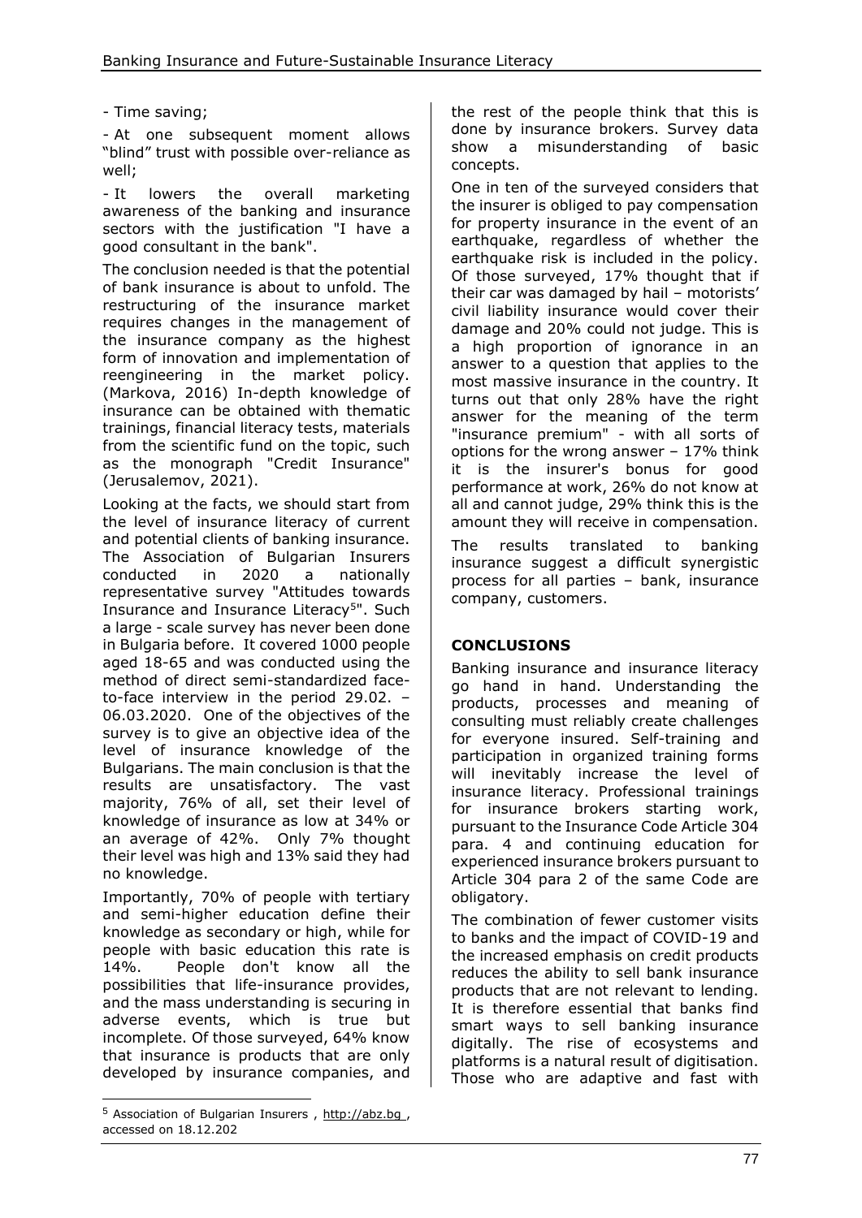- Time saving;

- At one subsequent moment allows "blind" trust with possible over-reliance as well;

- It lowers the overall marketing awareness of the banking and insurance sectors with the justification "I have a good consultant in the bank".

The conclusion needed is that the potential of bank insurance is about to unfold. The restructuring of the insurance market requires changes in the management of the insurance company as the highest form of innovation and implementation of reengineering in the market policy. (Markova, 2016) In-depth knowledge of insurance can be obtained with thematic trainings, financial literacy tests, materials from the scientific fund on the topic, such as the monograph "Credit Insurance" (Jerusalemov, 2021).

Looking at the facts, we should start from the level of insurance literacy of current and potential clients of banking insurance. The Association of Bulgarian Insurers conducted in 2020 a nationally representative survey "Attitudes towards Insurance and Insurance Literacy[5]". Such a large - scale survey has never been done in Bulgaria before. It covered 1000 people aged 18-65 and was conducted using the method of direct semi-standardized face-to-face interview in the period 29.02. – 06.03.2020. One of the objectives of the survey is to give an objective idea of the level of insurance knowledge of the Bulgarians. The main conclusion is that the results are unsatisfactory. The vast majority, 76% of all, set their level of knowledge of insurance as low at 34% or an average of 42%. Only 7% thought their level was high and 13% said they had no knowledge.

Importantly, 70% of people with tertiary and semi-higher education define their knowledge as secondary or high, while for people with basic education this rate is 14%. People don't know all the possibilities that life-insurance provides, and the mass understanding is securing in adverse events, which is true but incomplete. Of those surveyed, 64% know that insurance is products that are only developed by insurance companies, and the rest of the people think that this is done by insurance brokers. Survey data show a misunderstanding of basic concepts.

One in ten of the surveyed considers that the insurer is obliged to pay compensation for property insurance in the event of an earthquake, regardless of whether the earthquake risk is included in the policy. Of those surveyed, 17% thought that if their car was damaged by hail – motorists' civil liability insurance would cover their damage and 20% could not judge. This is a high proportion of ignorance in an answer to a question that applies to the most massive insurance in the country. It turns out that only 28% have the right answer for the meaning of the term "insurance premium" - with all sorts of options for the wrong answer – 17% think it is the insurer's bonus for good performance at work, 26% do not know at all and cannot judge, 29% think this is the amount they will receive in compensation.

The results translated to banking insurance suggest a difficult synergistic process for all parties – bank, insurance company, customers.

## CONCLUSIONS

Banking insurance and insurance literacy go hand in hand. Understanding the products, processes and meaning of consulting must reliably create challenges for everyone insured. Self-training and participation in organized training forms will inevitably increase the level of insurance literacy. Professional trainings for insurance brokers starting work, pursuant to the Insurance Code Article 304 para. 4 and continuing education for experienced insurance brokers pursuant to Article 304 para 2 of the same Code are obligatory.

The combination of fewer customer visits to banks and the impact of COVID-19 and the increased emphasis on credit products reduces the ability to sell bank insurance products that are not relevant to lending. It is therefore essential that banks find smart ways to sell banking insurance digitally. The rise of ecosystems and platforms is a natural result of digitisation. Those who are adaptive and fast with

---

[5] Association of Bulgarian Insurers , http://abz.bg , accessed on 18.12.202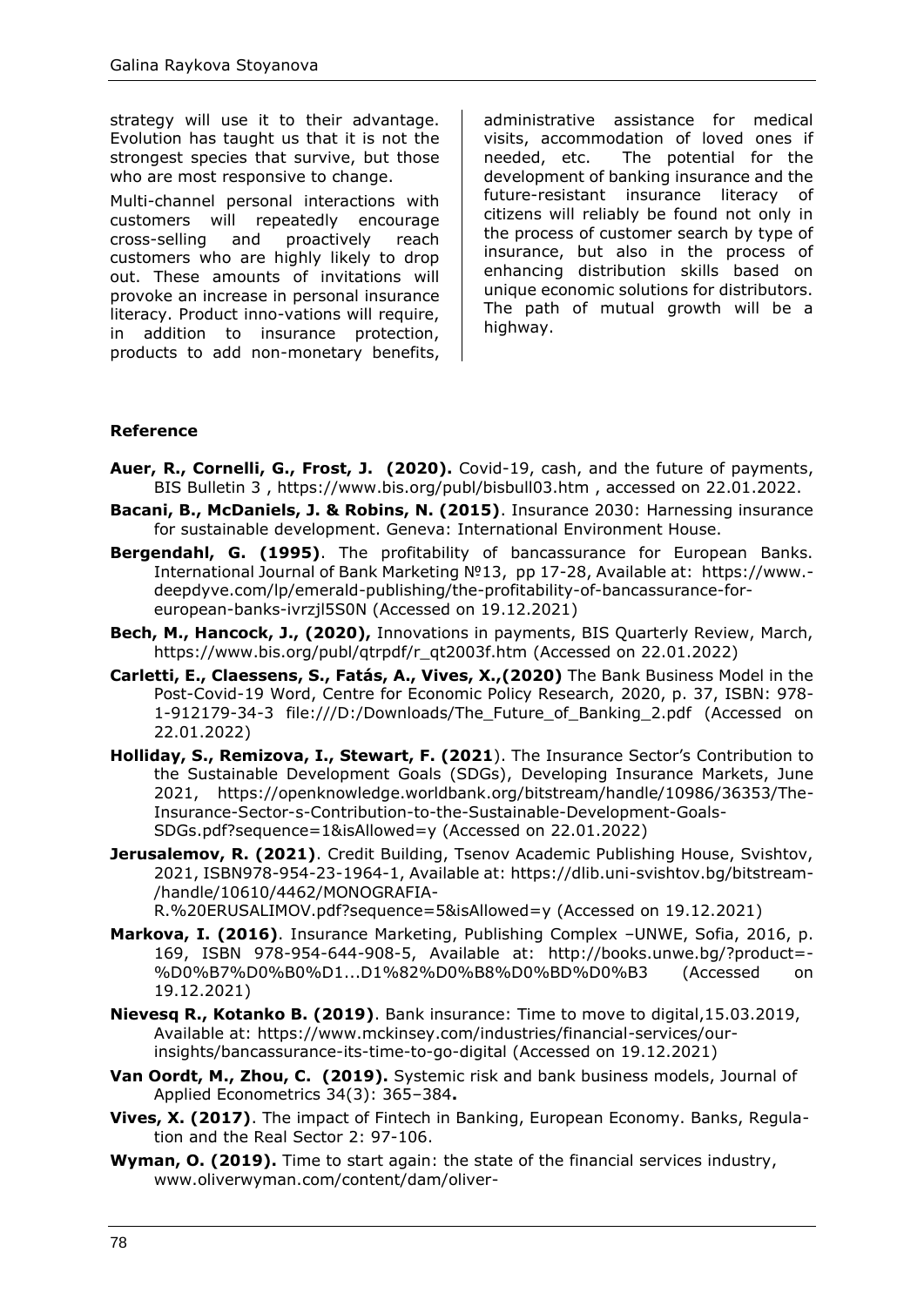strategy will use it to their advantage. Evolution has taught us that it is not the strongest species that survive, but those who are most responsive to change.

Multi-channel personal interactions with customers will repeatedly encourage cross-selling and proactively reach customers who are highly likely to drop out. These amounts of invitations will provoke an increase in personal insurance literacy. Product inno-vations will require, in addition to insurance protection, products to add non-monetary benefits, administrative assistance for medical visits, accommodation of loved ones if needed, etc. The potential for the development of banking insurance and the future-resistant insurance literacy of citizens will reliably be found not only in the process of customer search by type of insurance, but also in the process of enhancing distribution skills based on unique economic solutions for distributors. The path of mutual growth will be a highway.

## Reference

**Auer, R., Cornelli, G., Frost, J. (2020).** Covid-19, cash, and the future of payments, BIS Bulletin 3 , https://www.bis.org/publ/bisbull03.htm , accessed on 22.01.2022.

**Bacani, B., McDaniels, J. & Robins, N. (2015)**. Insurance 2030: Harnessing insurance for sustainable development. Geneva: International Environment House.

**Bergendahl, G. (1995)**. The profitability of bancassurance for European Banks. International Journal of Bank Marketing №13, pp 17-28, Available at: https://www.-deepdyve.com/lp/emerald-publishing/the-profitability-of-bancassurance-for-european-banks-ivrzjl5S0N (Accessed on 19.12.2021)

**Bech, M., Hancock, J., (2020),** Innovations in payments, BIS Quarterly Review, March, https://www.bis.org/publ/qtrpdf/r_qt2003f.htm (Accessed on 22.01.2022)

**Carletti, E., Claessens, S., Fatás, A., Vives, X.,(2020)** The Bank Business Model in the Post-Covid-19 Word, Centre for Economic Policy Research, 2020, p. 37, ISBN: 978-1-912179-34-3 file:///D:/Downloads/The_Future_of_Banking_2.pdf (Accessed on 22.01.2022)

**Holliday, S., Remizova, I., Stewart, F. (2021**). The Insurance Sector's Contribution to the Sustainable Development Goals (SDGs), Developing Insurance Markets, June 2021, https://openknowledge.worldbank.org/bitstream/handle/10986/36353/The-Insurance-Sector-s-Contribution-to-the-Sustainable-Development-Goals-SDGs.pdf?sequence=1&isAllowed=y (Accessed on 22.01.2022)

**Jerusalemov, R. (2021)**. Credit Building, Tsenov Academic Publishing House, Svishtov, 2021, ISBN978-954-23-1964-1, Available at: https://dlib.uni-svishtov.bg/bitstream-/handle/10610/4462/MONOGRAFIA-R.%20ERUSALIMOV.pdf?sequence=5&isAllowed=y (Accessed on 19.12.2021)

**Markova, I. (2016)**. Insurance Marketing, Publishing Complex –UNWE, Sofia, 2016, p. 169, ISBN 978-954-644-908-5, Available at: http://books.unwe.bg/?product=-%D0%B7%D0%B0%D1...D1%82%D0%B8%D0%BD%D0%B3 (Accessed on 19.12.2021)

**Nievesq R., Kotanko B. (2019)**. Bank insurance: Time to move to digital,15.03.2019, Available at: https://www.mckinsey.com/industries/financial-services/our-insights/bancassurance-its-time-to-go-digital (Accessed on 19.12.2021)

**Van Oordt, M., Zhou, C. (2019).** Systemic risk and bank business models, Journal of Applied Econometrics 34(3): 365–384**.**

**Vives, X. (2017)**. The impact of Fintech in Banking, European Economy. Banks, Regulation and the Real Sector 2: 97-106.

**Wyman, O. (2019).** Time to start again: the state of the financial services industry, www.oliverwyman.com/content/dam/oliver-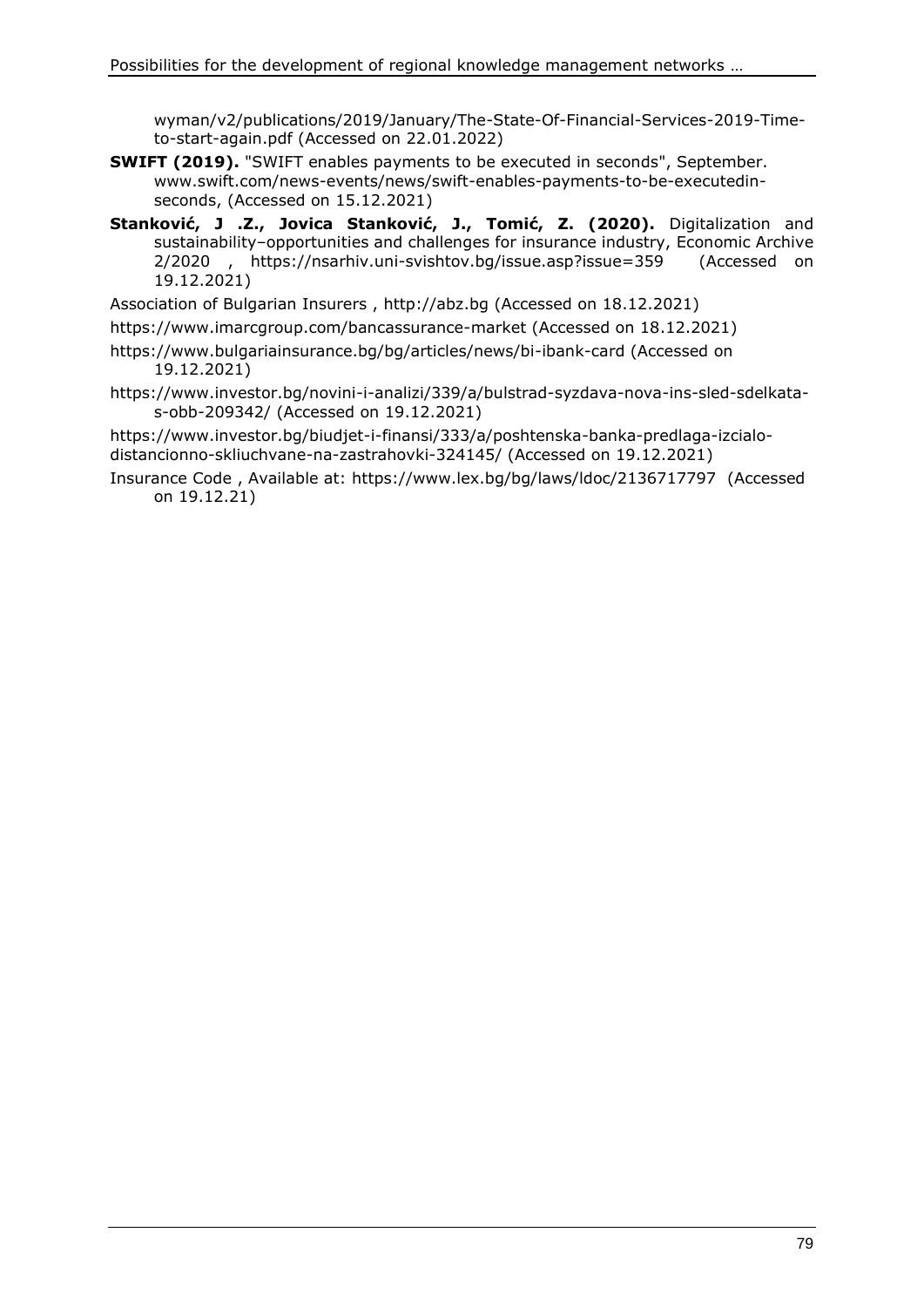wyman/v2/publications/2019/January/The-State-Of-Financial-Services-2019-Time-to-start-again.pdf (Accessed on 22.01.2022)

**SWIFT (2019).** "SWIFT enables payments to be executed in seconds", September. www.swift.com/news-events/news/swift-enables-payments-to-be-executedin-seconds, (Accessed on 15.12.2021)

**Stanković, J .Z., Jovica Stanković, J., Tomić, Z. (2020).** Digitalization and sustainability–opportunities and challenges for insurance industry, Economic Archive 2/2020 , https://nsarhiv.uni-svishtov.bg/issue.asp?issue=359 (Accessed on 19.12.2021)

Association of Bulgarian Insurers , http://abz.bg (Accessed on 18.12.2021)

https://www.imarcgroup.com/bancassurance-market (Accessed on 18.12.2021)

https://www.bulgariainsurance.bg/bg/articles/news/bi-ibank-card (Accessed on 19.12.2021)

https://www.investor.bg/novini-i-analizi/339/a/bulstrad-syzdava-nova-ins-sled-sdelkata-s-obb-209342/ (Accessed on 19.12.2021)

https://www.investor.bg/biudjet-i-finansi/333/a/poshtenska-banka-predlaga-izcialo-distancionno-skliuchvane-na-zastrahovki-324145/ (Accessed on 19.12.2021)

Insurance Code , Available at: https://www.lex.bg/bg/laws/ldoc/2136717797 (Accessed on 19.12.21)